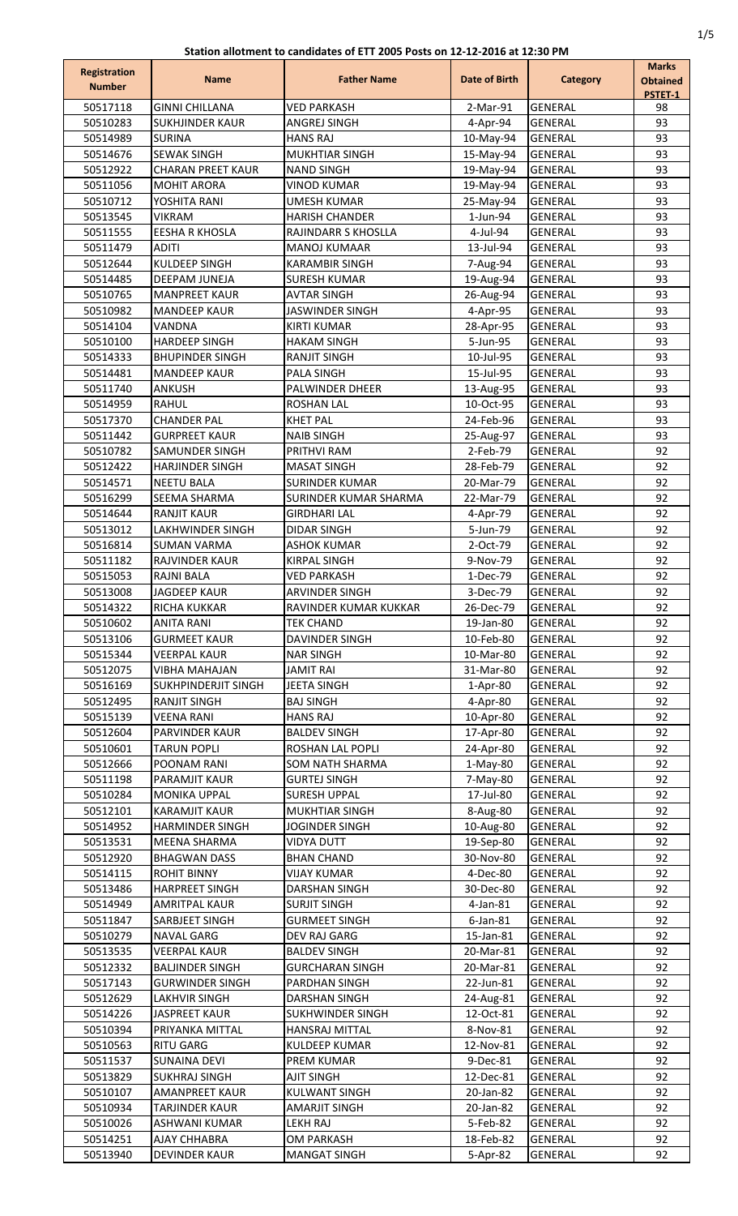**Station allotment to candidates of ETT 2005 Posts on 12-12-2016 at 12:30 PM**

| Registration Number | Name | Father Name | Date of Birth | Category | Marks Obtained PSTET-1 |
|---|---|---|---|---|---|
| 50517118 | GINNI CHILLANA | VED PARKASH | 2-Mar-91 | GENERAL | 98 |
| 50510283 | SUKHJINDER KAUR | ANGREJ SINGH | 4-Apr-94 | GENERAL | 93 |
| 50514989 | SURINA | HANS RAJ | 10-May-94 | GENERAL | 93 |
| 50514676 | SEWAK SINGH | MUKHTIAR SINGH | 15-May-94 | GENERAL | 93 |
| 50512922 | CHARAN PREET KAUR | NAND SINGH | 19-May-94 | GENERAL | 93 |
| 50511056 | MOHIT ARORA | VINOD KUMAR | 19-May-94 | GENERAL | 93 |
| 50510712 | YOSHITA RANI | UMESH KUMAR | 25-May-94 | GENERAL | 93 |
| 50513545 | VIKRAM | HARISH CHANDER | 1-Jun-94 | GENERAL | 93 |
| 50511555 | EESHA R KHOSLA | RAJINDARR S KHOSLLA | 4-Jul-94 | GENERAL | 93 |
| 50511479 | ADITI | MANOJ KUMAAR | 13-Jul-94 | GENERAL | 93 |
| 50512644 | KULDEEP SINGH | KARAMBIR SINGH | 7-Aug-94 | GENERAL | 93 |
| 50514485 | DEEPAM JUNEJA | SURESH KUMAR | 19-Aug-94 | GENERAL | 93 |
| 50510765 | MANPREET KAUR | AVTAR SINGH | 26-Aug-94 | GENERAL | 93 |
| 50510982 | MANDEEP KAUR | JASWINDER SINGH | 4-Apr-95 | GENERAL | 93 |
| 50514104 | VANDNA | KIRTI KUMAR | 28-Apr-95 | GENERAL | 93 |
| 50510100 | HARDEEP SINGH | HAKAM SINGH | 5-Jun-95 | GENERAL | 93 |
| 50514333 | BHUPINDER SINGH | RANJIT SINGH | 10-Jul-95 | GENERAL | 93 |
| 50514481 | MANDEEP KAUR | PALA SINGH | 15-Jul-95 | GENERAL | 93 |
| 50511740 | ANKUSH | PALWINDER DHEER | 13-Aug-95 | GENERAL | 93 |
| 50514959 | RAHUL | ROSHAN LAL | 10-Oct-95 | GENERAL | 93 |
| 50517370 | CHANDER PAL | KHET PAL | 24-Feb-96 | GENERAL | 93 |
| 50511442 | GURPREET KAUR | NAIB SINGH | 25-Aug-97 | GENERAL | 93 |
| 50510782 | SAMUNDER SINGH | PRITHVI RAM | 2-Feb-79 | GENERAL | 92 |
| 50512422 | HARJINDER SINGH | MASAT SINGH | 28-Feb-79 | GENERAL | 92 |
| 50514571 | NEETU BALA | SURINDER KUMAR | 20-Mar-79 | GENERAL | 92 |
| 50516299 | SEEMA SHARMA | SURINDER KUMAR SHARMA | 22-Mar-79 | GENERAL | 92 |
| 50514644 | RANJIT KAUR | GIRDHARI LAL | 4-Apr-79 | GENERAL | 92 |
| 50513012 | LAKHWINDER SINGH | DIDAR SINGH | 5-Jun-79 | GENERAL | 92 |
| 50516814 | SUMAN VARMA | ASHOK KUMAR | 2-Oct-79 | GENERAL | 92 |
| 50511182 | RAJVINDER KAUR | KIRPAL SINGH | 9-Nov-79 | GENERAL | 92 |
| 50515053 | RAJNI BALA | VED PARKASH | 1-Dec-79 | GENERAL | 92 |
| 50513008 | JAGDEEP KAUR | ARVINDER SINGH | 3-Dec-79 | GENERAL | 92 |
| 50514322 | RICHA KUKKAR | RAVINDER KUMAR KUKKAR | 26-Dec-79 | GENERAL | 92 |
| 50510602 | ANITA RANI | TEK CHAND | 19-Jan-80 | GENERAL | 92 |
| 50513106 | GURMEET KAUR | DAVINDER SINGH | 10-Feb-80 | GENERAL | 92 |
| 50515344 | VEERPAL KAUR | NAR SINGH | 10-Mar-80 | GENERAL | 92 |
| 50512075 | VIBHA MAHAJAN | JAMIT RAI | 31-Mar-80 | GENERAL | 92 |
| 50516169 | SUKHPINDERJIT SINGH | JEETA SINGH | 1-Apr-80 | GENERAL | 92 |
| 50512495 | RANJIT SINGH | BAJ SINGH | 4-Apr-80 | GENERAL | 92 |
| 50515139 | VEENA RANI | HANS RAJ | 10-Apr-80 | GENERAL | 92 |
| 50512604 | PARVINDER KAUR | BALDEV SINGH | 17-Apr-80 | GENERAL | 92 |
| 50510601 | TARUN POPLI | ROSHAN LAL POPLI | 24-Apr-80 | GENERAL | 92 |
| 50512666 | POONAM RANI | SOM NATH SHARMA | 1-May-80 | GENERAL | 92 |
| 50511198 | PARAMJIT KAUR | GURTEJ SINGH | 7-May-80 | GENERAL | 92 |
| 50510284 | MONIKA UPPAL | SURESH UPPAL | 17-Jul-80 | GENERAL | 92 |
| 50512101 | KARAMJIT KAUR | MUKHTIAR SINGH | 8-Aug-80 | GENERAL | 92 |
| 50514952 | HARMINDER SINGH | JOGINDER SINGH | 10-Aug-80 | GENERAL | 92 |
| 50513531 | MEENA SHARMA | VIDYA DUTT | 19-Sep-80 | GENERAL | 92 |
| 50512920 | BHAGWAN DASS | BHAN CHAND | 30-Nov-80 | GENERAL | 92 |
| 50514115 | ROHIT BINNY | VIJAY KUMAR | 4-Dec-80 | GENERAL | 92 |
| 50513486 | HARPREET SINGH | DARSHAN SINGH | 30-Dec-80 | GENERAL | 92 |
| 50514949 | AMRITPAL KAUR | SURJIT SINGH | 4-Jan-81 | GENERAL | 92 |
| 50511847 | SARBJEET SINGH | GURMEET SINGH | 6-Jan-81 | GENERAL | 92 |
| 50510279 | NAVAL GARG | DEV RAJ GARG | 15-Jan-81 | GENERAL | 92 |
| 50513535 | VEERPAL KAUR | BALDEV SINGH | 20-Mar-81 | GENERAL | 92 |
| 50512332 | BALJINDER SINGH | GURCHARAN SINGH | 20-Mar-81 | GENERAL | 92 |
| 50517143 | GURWINDER SINGH | PARDHAN SINGH | 22-Jun-81 | GENERAL | 92 |
| 50512629 | LAKHVIR SINGH | DARSHAN SINGH | 24-Aug-81 | GENERAL | 92 |
| 50514226 | JASPREET KAUR | SUKHWINDER SINGH | 12-Oct-81 | GENERAL | 92 |
| 50510394 | PRIYANKA MITTAL | HANSRAJ MITTAL | 8-Nov-81 | GENERAL | 92 |
| 50510563 | RITU GARG | KULDEEP KUMAR | 12-Nov-81 | GENERAL | 92 |
| 50511537 | SUNAINA DEVI | PREM KUMAR | 9-Dec-81 | GENERAL | 92 |
| 50513829 | SUKHRAJ SINGH | AJIT SINGH | 12-Dec-81 | GENERAL | 92 |
| 50510107 | AMANPREET KAUR | KULWANT SINGH | 20-Jan-82 | GENERAL | 92 |
| 50510934 | TARJINDER KAUR | AMARJIT SINGH | 20-Jan-82 | GENERAL | 92 |
| 50510026 | ASHWANI KUMAR | LEKH RAJ | 5-Feb-82 | GENERAL | 92 |
| 50514251 | AJAY CHHABRA | OM PARKASH | 18-Feb-82 | GENERAL | 92 |
| 50513940 | DEVINDER KAUR | MANGAT SINGH | 5-Apr-82 | GENERAL | 92 |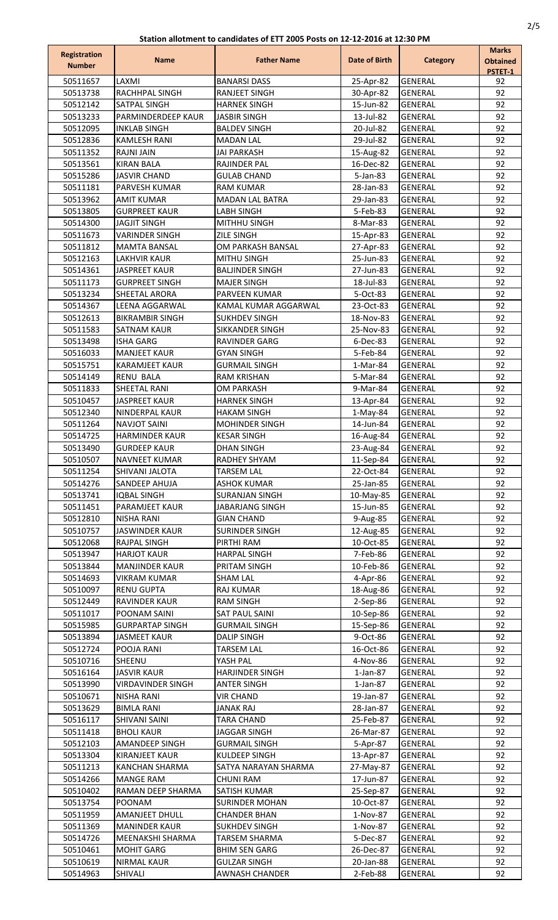**Station allotment to candidates of ETT 2005 Posts on 12-12-2016 at 12:30 PM**

| Registration Number | Name | Father Name | Date of Birth | Category | Marks Obtained PSTET-1 |
|---|---|---|---|---|---|
| 50511657 | LAXMI | BANARSI DASS | 25-Apr-82 | GENERAL | 92 |
| 50513738 | RACHHPAL SINGH | RANJEET SINGH | 30-Apr-82 | GENERAL | 92 |
| 50512142 | SATPAL SINGH | HARNEK SINGH | 15-Jun-82 | GENERAL | 92 |
| 50513233 | PARMINDERDEEP KAUR | JASBIR SINGH | 13-Jul-82 | GENERAL | 92 |
| 50512095 | INKLAB SINGH | BALDEV SINGH | 20-Jul-82 | GENERAL | 92 |
| 50512836 | KAMLESH RANI | MADAN LAL | 29-Jul-82 | GENERAL | 92 |
| 50511352 | RAJNI JAIN | JAI PARKASH | 15-Aug-82 | GENERAL | 92 |
| 50513561 | KIRAN BALA | RAJINDER PAL | 16-Dec-82 | GENERAL | 92 |
| 50515286 | JASVIR CHAND | GULAB CHAND | 5-Jan-83 | GENERAL | 92 |
| 50511181 | PARVESH KUMAR | RAM KUMAR | 28-Jan-83 | GENERAL | 92 |
| 50513962 | AMIT KUMAR | MADAN LAL BATRA | 29-Jan-83 | GENERAL | 92 |
| 50513805 | GURPREET KAUR | LABH SINGH | 5-Feb-83 | GENERAL | 92 |
| 50514300 | JAGJIT SINGH | MITHHU SINGH | 8-Mar-83 | GENERAL | 92 |
| 50511673 | VARINDER SINGH | ZILE SINGH | 15-Apr-83 | GENERAL | 92 |
| 50511812 | MAMTA BANSAL | OM PARKASH BANSAL | 27-Apr-83 | GENERAL | 92 |
| 50512163 | LAKHVIR KAUR | MITHU SINGH | 25-Jun-83 | GENERAL | 92 |
| 50514361 | JASPREET KAUR | BALJINDER SINGH | 27-Jun-83 | GENERAL | 92 |
| 50511173 | GURPREET SINGH | MAJER SINGH | 18-Jul-83 | GENERAL | 92 |
| 50513234 | SHEETAL ARORA | PARVEEN KUMAR | 5-Oct-83 | GENERAL | 92 |
| 50514367 | LEENA AGGARWAL | KAMAL KUMAR AGGARWAL | 23-Oct-83 | GENERAL | 92 |
| 50512613 | BIKRAMBIR SINGH | SUKHDEV SINGH | 18-Nov-83 | GENERAL | 92 |
| 50511583 | SATNAM KAUR | SIKKANDER SINGH | 25-Nov-83 | GENERAL | 92 |
| 50513498 | ISHA GARG | RAVINDER GARG | 6-Dec-83 | GENERAL | 92 |
| 50516033 | MANJEET KAUR | GYAN SINGH | 5-Feb-84 | GENERAL | 92 |
| 50515751 | KARAMJEET KAUR | GURMAIL SINGH | 1-Mar-84 | GENERAL | 92 |
| 50514149 | RENU BALA | RAM KRISHAN | 5-Mar-84 | GENERAL | 92 |
| 50511833 | SHEETAL RANI | OM PARKASH | 9-Mar-84 | GENERAL | 92 |
| 50510457 | JASPREET KAUR | HARNEK SINGH | 13-Apr-84 | GENERAL | 92 |
| 50512340 | NINDERPAL KAUR | HAKAM SINGH | 1-May-84 | GENERAL | 92 |
| 50511264 | NAVJOT SAINI | MOHINDER SINGH | 14-Jun-84 | GENERAL | 92 |
| 50514725 | HARMINDER KAUR | KESAR SINGH | 16-Aug-84 | GENERAL | 92 |
| 50513490 | GURDEEP KAUR | DHAN SINGH | 23-Aug-84 | GENERAL | 92 |
| 50510507 | NAVNEET KUMAR | RADHEY SHYAM | 11-Sep-84 | GENERAL | 92 |
| 50511254 | SHIVANI JALOTA | TARSEM LAL | 22-Oct-84 | GENERAL | 92 |
| 50514276 | SANDEEP AHUJA | ASHOK KUMAR | 25-Jan-85 | GENERAL | 92 |
| 50513741 | IQBAL SINGH | SURANJAN SINGH | 10-May-85 | GENERAL | 92 |
| 50511451 | PARAMJEET KAUR | JABARJANG SINGH | 15-Jun-85 | GENERAL | 92 |
| 50512810 | NISHA RANI | GIAN CHAND | 9-Aug-85 | GENERAL | 92 |
| 50510757 | JASWINDER KAUR | SURINDER SINGH | 12-Aug-85 | GENERAL | 92 |
| 50512068 | RAJPAL SINGH | PIRTHI RAM | 10-Oct-85 | GENERAL | 92 |
| 50513947 | HARJOT KAUR | HARPAL SINGH | 7-Feb-86 | GENERAL | 92 |
| 50513844 | MANJINDER KAUR | PRITAM SINGH | 10-Feb-86 | GENERAL | 92 |
| 50514693 | VIKRAM KUMAR | SHAM LAL | 4-Apr-86 | GENERAL | 92 |
| 50510097 | RENU GUPTA | RAJ KUMAR | 18-Aug-86 | GENERAL | 92 |
| 50512449 | RAVINDER KAUR | RAM SINGH | 2-Sep-86 | GENERAL | 92 |
| 50511017 | POONAM SAINI | SAT PAUL SAINI | 10-Sep-86 | GENERAL | 92 |
| 50515985 | GURPARTAP SINGH | GURMAIL SINGH | 15-Sep-86 | GENERAL | 92 |
| 50513894 | JASMEET KAUR | DALIP SINGH | 9-Oct-86 | GENERAL | 92 |
| 50512724 | POOJA RANI | TARSEM LAL | 16-Oct-86 | GENERAL | 92 |
| 50510716 | SHEENU | YASH PAL | 4-Nov-86 | GENERAL | 92 |
| 50516164 | JASVIR KAUR | HARJINDER SINGH | 1-Jan-87 | GENERAL | 92 |
| 50513990 | VIRDAVINDER SINGH | ANTER SINGH | 1-Jan-87 | GENERAL | 92 |
| 50510671 | NISHA RANI | VIR CHAND | 19-Jan-87 | GENERAL | 92 |
| 50513629 | BIMLA RANI | JANAK RAJ | 28-Jan-87 | GENERAL | 92 |
| 50516117 | SHIVANI SAINI | TARA CHAND | 25-Feb-87 | GENERAL | 92 |
| 50511418 | BHOLI KAUR | JAGGAR SINGH | 26-Mar-87 | GENERAL | 92 |
| 50512103 | AMANDEEP SINGH | GURMAIL SINGH | 5-Apr-87 | GENERAL | 92 |
| 50513304 | KIRANJEET KAUR | KULDEEP SINGH | 13-Apr-87 | GENERAL | 92 |
| 50511213 | KANCHAN SHARMA | SATYA NARAYAN SHARMA | 27-May-87 | GENERAL | 92 |
| 50514266 | MANGE RAM | CHUNI RAM | 17-Jun-87 | GENERAL | 92 |
| 50510402 | RAMAN DEEP SHARMA | SATISH KUMAR | 25-Sep-87 | GENERAL | 92 |
| 50513754 | POONAM | SURINDER MOHAN | 10-Oct-87 | GENERAL | 92 |
| 50511959 | AMANJEET DHULL | CHANDER BHAN | 1-Nov-87 | GENERAL | 92 |
| 50511369 | MANINDER KAUR | SUKHDEV SINGH | 1-Nov-87 | GENERAL | 92 |
| 50514726 | MEENAKSHI SHARMA | TARSEM SHARMA | 5-Dec-87 | GENERAL | 92 |
| 50510461 | MOHIT GARG | BHIM SEN GARG | 26-Dec-87 | GENERAL | 92 |
| 50510619 | NIRMAL KAUR | GULZAR SINGH | 20-Jan-88 | GENERAL | 92 |
| 50514963 | SHIVALI | AWNASH CHANDER | 2-Feb-88 | GENERAL | 92 |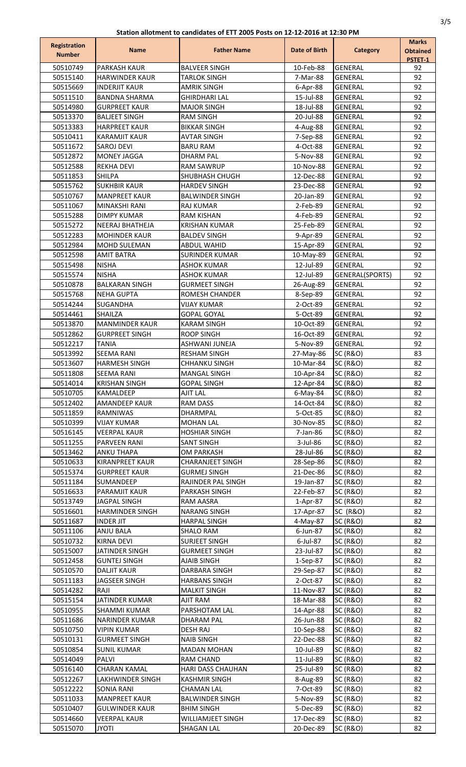**Station allotment to candidates of ETT 2005 Posts on 12-12-2016 at 12:30 PM**

| Registration Number | Name | Father Name | Date of Birth | Category | Marks Obtained PSTET-1 |
|---|---|---|---|---|---|
| 50510749 | PARKASH KAUR | BALVEER SINGH | 10-Feb-88 | GENERAL | 92 |
| 50515140 | HARWINDER KAUR | TARLOK SINGH | 7-Mar-88 | GENERAL | 92 |
| 50515669 | INDERJIT KAUR | AMRIK SINGH | 6-Apr-88 | GENERAL | 92 |
| 50511510 | BANDNA SHARMA | GHIRDHARI LAL | 15-Jul-88 | GENERAL | 92 |
| 50514980 | GURPREET KAUR | MAJOR SINGH | 18-Jul-88 | GENERAL | 92 |
| 50513370 | BALJEET SINGH | RAM SINGH | 20-Jul-88 | GENERAL | 92 |
| 50513383 | HARPREET KAUR | BIKKAR SINGH | 4-Aug-88 | GENERAL | 92 |
| 50510411 | KARAMJIT KAUR | AVTAR SINGH | 7-Sep-88 | GENERAL | 92 |
| 50511672 | SAROJ DEVI | BARU RAM | 4-Oct-88 | GENERAL | 92 |
| 50512872 | MONEY JAGGA | DHARM PAL | 5-Nov-88 | GENERAL | 92 |
| 50512588 | REKHA DEVI | RAM SAWRUP | 10-Nov-88 | GENERAL | 92 |
| 50511853 | SHILPA | SHUBHASH CHUGH | 12-Dec-88 | GENERAL | 92 |
| 50515762 | SUKHBIR KAUR | HARDEV SINGH | 23-Dec-88 | GENERAL | 92 |
| 50510767 | MANPREET KAUR | BALWINDER SINGH | 20-Jan-89 | GENERAL | 92 |
| 50511067 | MINAKSHI RANI | RAJ KUMAR | 2-Feb-89 | GENERAL | 92 |
| 50515288 | DIMPY KUMAR | RAM KISHAN | 4-Feb-89 | GENERAL | 92 |
| 50515272 | NEERAJ BHATHEJA | KRISHAN KUMAR | 25-Feb-89 | GENERAL | 92 |
| 50512283 | MOHINDER KAUR | BALDEV SINGH | 9-Apr-89 | GENERAL | 92 |
| 50512984 | MOHD SULEMAN | ABDUL WAHID | 15-Apr-89 | GENERAL | 92 |
| 50512598 | AMIT BATRA | SURINDER KUMAR | 10-May-89 | GENERAL | 92 |
| 50515498 | NISHA | ASHOK KUMAR | 12-Jul-89 | GENERAL | 92 |
| 50515574 | NISHA | ASHOK KUMAR | 12-Jul-89 | GENERAL(SPORTS) | 92 |
| 50510878 | BALKARAN SINGH | GURMEET SINGH | 26-Aug-89 | GENERAL | 92 |
| 50515768 | NEHA GUPTA | ROMESH CHANDER | 8-Sep-89 | GENERAL | 92 |
| 50514244 | SUGANDHA | VIJAY KUMAR | 2-Oct-89 | GENERAL | 92 |
| 50514461 | SHAILZA | GOPAL GOYAL | 5-Oct-89 | GENERAL | 92 |
| 50513870 | MANMINDER KAUR | KARAM SINGH | 10-Oct-89 | GENERAL | 92 |
| 50512862 | GURPREET SINGH | ROOP SINGH | 16-Oct-89 | GENERAL | 92 |
| 50512217 | TANIA | ASHWANI JUNEJA | 5-Nov-89 | GENERAL | 92 |
| 50513992 | SEEMA RANI | RESHAM SINGH | 27-May-86 | SC (R&O) | 83 |
| 50513607 | HARMESH SINGH | CHHANKU SINGH | 10-Mar-84 | SC (R&O) | 82 |
| 50511808 | SEEMA RANI | MANGAL SINGH | 10-Apr-84 | SC (R&O) | 82 |
| 50514014 | KRISHAN SINGH | GOPAL SINGH | 12-Apr-84 | SC (R&O) | 82 |
| 50510705 | KAMALDEEP | AJIT LAL | 6-May-84 | SC (R&O) | 82 |
| 50512402 | AMANDEEP KAUR | RAM DASS | 14-Oct-84 | SC (R&O) | 82 |
| 50511859 | RAMNIWAS | DHARMPAL | 5-Oct-85 | SC (R&O) | 82 |
| 50510399 | VIJAY KUMAR | MOHAN LAL | 30-Nov-85 | SC (R&O) | 82 |
| 50516145 | VEERPAL KAUR | HOSHIAR SINGH | 7-Jan-86 | SC (R&O) | 82 |
| 50511255 | PARVEEN RANI | SANT SINGH | 3-Jul-86 | SC (R&O) | 82 |
| 50513462 | ANKU THAPA | OM PARKASH | 28-Jul-86 | SC (R&O) | 82 |
| 50510633 | KIRANPREET KAUR | CHARANJEET SINGH | 28-Sep-86 | SC (R&O) | 82 |
| 50515374 | GURPREET KAUR | GURMEJ SINGH | 21-Dec-86 | SC (R&O) | 82 |
| 50511184 | SUMANDEEP | RAJINDER PAL SINGH | 19-Jan-87 | SC (R&O) | 82 |
| 50516633 | PARAMJIT KAUR | PARKASH SINGH | 22-Feb-87 | SC (R&O) | 82 |
| 50513749 | JAGPAL SINGH | RAM AASRA | 1-Apr-87 | SC (R&O) | 82 |
| 50516601 | HARMINDER SINGH | NARANG SINGH | 17-Apr-87 | SC (R&O) | 82 |
| 50511687 | INDER JIT | HARPAL SINGH | 4-May-87 | SC (R&O) | 82 |
| 50511106 | ANJU BALA | SHALO RAM | 6-Jun-87 | SC (R&O) | 82 |
| 50510732 | KIRNA DEVI | SURJEET SINGH | 6-Jul-87 | SC (R&O) | 82 |
| 50515007 | JATINDER SINGH | GURMEET SINGH | 23-Jul-87 | SC (R&O) | 82 |
| 50512458 | GUNTEJ SINGH | AJAIB SINGH | 1-Sep-87 | SC (R&O) | 82 |
| 50510570 | DALJIT KAUR | DARBARA SINGH | 29-Sep-87 | SC (R&O) | 82 |
| 50511183 | JAGSEER SINGH | HARBANS SINGH | 2-Oct-87 | SC (R&O) | 82 |
| 50514282 | RAJI | MALKIT SINGH | 11-Nov-87 | SC (R&O) | 82 |
| 50515154 | JATINDER KUMAR | AJIT RAM | 18-Mar-88 | SC (R&O) | 82 |
| 50510955 | SHAMMI KUMAR | PARSHOTAM LAL | 14-Apr-88 | SC (R&O) | 82 |
| 50511686 | NARINDER KUMAR | DHARAM PAL | 26-Jun-88 | SC (R&O) | 82 |
| 50510750 | VIPIN KUMAR | DESH RAJ | 10-Sep-88 | SC (R&O) | 82 |
| 50510131 | GURMEET SINGH | NAIB SINGH | 22-Dec-88 | SC (R&O) | 82 |
| 50510854 | SUNIL KUMAR | MADAN MOHAN | 10-Jul-89 | SC (R&O) | 82 |
| 50514049 | PALVI | RAM CHAND | 11-Jul-89 | SC (R&O) | 82 |
| 50516140 | CHARAN KAMAL | HARI DASS CHAUHAN | 25-Jul-89 | SC (R&O) | 82 |
| 50512267 | LAKHWINDER SINGH | KASHMIR SINGH | 8-Aug-89 | SC (R&O) | 82 |
| 50512222 | SONIA RANI | CHAMAN LAL | 7-Oct-89 | SC (R&O) | 82 |
| 50511033 | MANPREET KAUR | BALWINDER SINGH | 5-Nov-89 | SC (R&O) | 82 |
| 50510407 | GULWINDER KAUR | BHIM SINGH | 5-Dec-89 | SC (R&O) | 82 |
| 50514660 | VEERPAL KAUR | WILLIAMJEET SINGH | 17-Dec-89 | SC (R&O) | 82 |
| 50515070 | JYOTI | SHAGAN LAL | 20-Dec-89 | SC (R&O) | 82 |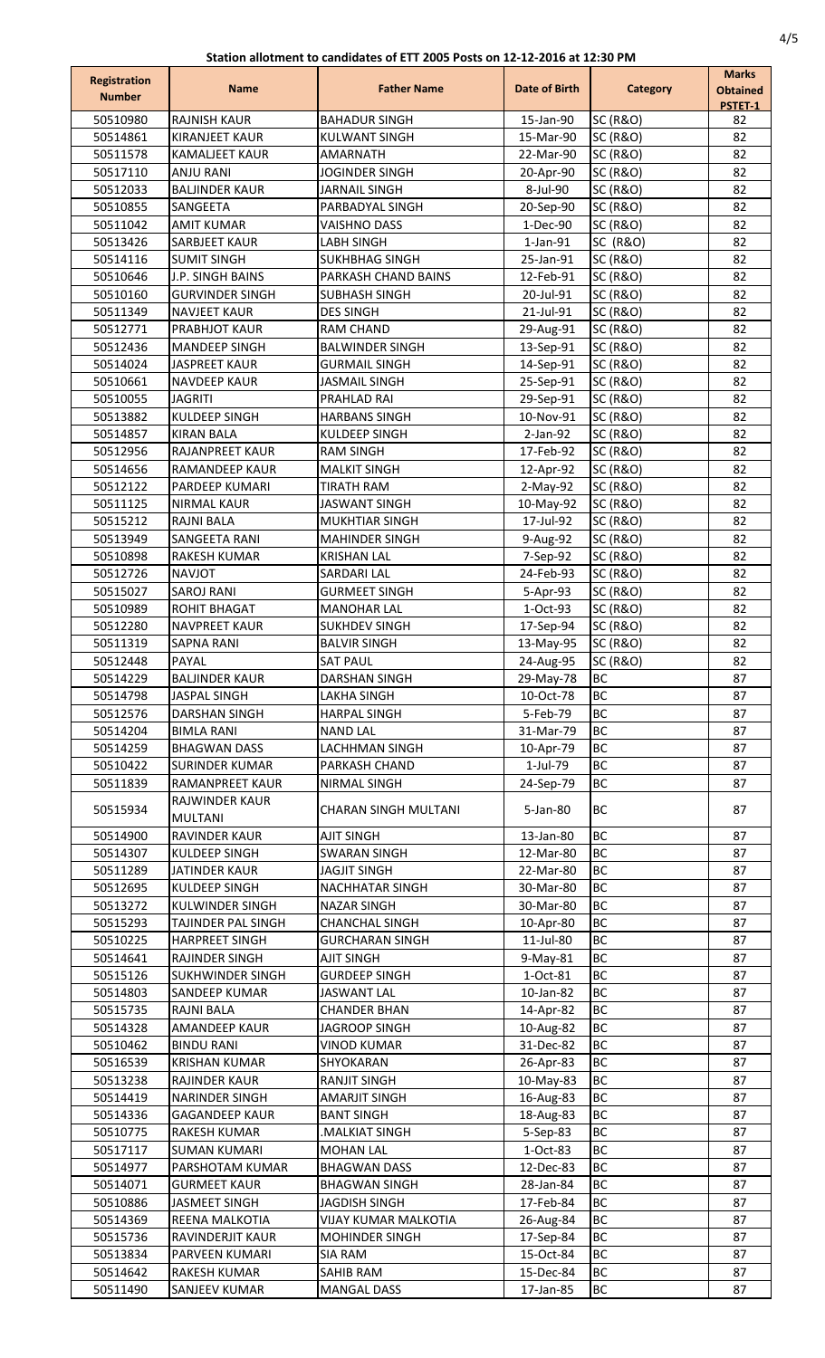**Station allotment to candidates of ETT 2005 Posts on 12-12-2016 at 12:30 PM**

| Registration Number | Name | Father Name | Date of Birth | Category | Marks Obtained PSTET-1 |
|---|---|---|---|---|---|
| 50510980 | RAJNISH KAUR | BAHADUR SINGH | 15-Jan-90 | SC (R&O) | 82 |
| 50514861 | KIRANJEET KAUR | KULWANT SINGH | 15-Mar-90 | SC (R&O) | 82 |
| 50511578 | KAMALJEET KAUR | AMARNATH | 22-Mar-90 | SC (R&O) | 82 |
| 50517110 | ANJU RANI | JOGINDER SINGH | 20-Apr-90 | SC (R&O) | 82 |
| 50512033 | BALJINDER KAUR | JARNAIL SINGH | 8-Jul-90 | SC (R&O) | 82 |
| 50510855 | SANGEETA | PARBADYAL SINGH | 20-Sep-90 | SC (R&O) | 82 |
| 50511042 | AMIT KUMAR | VAISHNO DASS | 1-Dec-90 | SC (R&O) | 82 |
| 50513426 | SARBJEET KAUR | LABH SINGH | 1-Jan-91 | SC (R&O) | 82 |
| 50514116 | SUMIT SINGH | SUKHBHAG SINGH | 25-Jan-91 | SC (R&O) | 82 |
| 50510646 | J.P. SINGH BAINS | PARKASH CHAND BAINS | 12-Feb-91 | SC (R&O) | 82 |
| 50510160 | GURVINDER SINGH | SUBHASH SINGH | 20-Jul-91 | SC (R&O) | 82 |
| 50511349 | NAVJEET KAUR | DES SINGH | 21-Jul-91 | SC (R&O) | 82 |
| 50512771 | PRABHJOT KAUR | RAM CHAND | 29-Aug-91 | SC (R&O) | 82 |
| 50512436 | MANDEEP SINGH | BALWINDER SINGH | 13-Sep-91 | SC (R&O) | 82 |
| 50514024 | JASPREET KAUR | GURMAIL SINGH | 14-Sep-91 | SC (R&O) | 82 |
| 50510661 | NAVDEEP KAUR | JASMAIL SINGH | 25-Sep-91 | SC (R&O) | 82 |
| 50510055 | JAGRITI | PRAHLAD RAI | 29-Sep-91 | SC (R&O) | 82 |
| 50513882 | KULDEEP SINGH | HARBANS SINGH | 10-Nov-91 | SC (R&O) | 82 |
| 50514857 | KIRAN BALA | KULDEEP SINGH | 2-Jan-92 | SC (R&O) | 82 |
| 50512956 | RAJANPREET KAUR | RAM SINGH | 17-Feb-92 | SC (R&O) | 82 |
| 50514656 | RAMANDEEP KAUR | MALKIT SINGH | 12-Apr-92 | SC (R&O) | 82 |
| 50512122 | PARDEEP KUMARI | TIRATH RAM | 2-May-92 | SC (R&O) | 82 |
| 50511125 | NIRMAL KAUR | JASWANT SINGH | 10-May-92 | SC (R&O) | 82 |
| 50515212 | RAJNI BALA | MUKHTIAR SINGH | 17-Jul-92 | SC (R&O) | 82 |
| 50513949 | SANGEETA RANI | MAHINDER SINGH | 9-Aug-92 | SC (R&O) | 82 |
| 50510898 | RAKESH KUMAR | KRISHAN LAL | 7-Sep-92 | SC (R&O) | 82 |
| 50512726 | NAVJOT | SARDARI LAL | 24-Feb-93 | SC (R&O) | 82 |
| 50515027 | SAROJ RANI | GURMEET SINGH | 5-Apr-93 | SC (R&O) | 82 |
| 50510989 | ROHIT BHAGAT | MANOHAR LAL | 1-Oct-93 | SC (R&O) | 82 |
| 50512280 | NAVPREET KAUR | SUKHDEV SINGH | 17-Sep-94 | SC (R&O) | 82 |
| 50511319 | SAPNA RANI | BALVIR SINGH | 13-May-95 | SC (R&O) | 82 |
| 50512448 | PAYAL | SAT PAUL | 24-Aug-95 | SC (R&O) | 82 |
| 50514229 | BALJINDER KAUR | DARSHAN SINGH | 29-May-78 | BC | 87 |
| 50514798 | JASPAL SINGH | LAKHA SINGH | 10-Oct-78 | BC | 87 |
| 50512576 | DARSHAN SINGH | HARPAL SINGH | 5-Feb-79 | BC | 87 |
| 50514204 | BIMLA RANI | NAND LAL | 31-Mar-79 | BC | 87 |
| 50514259 | BHAGWAN DASS | LACHHMAN SINGH | 10-Apr-79 | BC | 87 |
| 50510422 | SURINDER KUMAR | PARKASH CHAND | 1-Jul-79 | BC | 87 |
| 50511839 | RAMANPREET KAUR | NIRMAL SINGH | 24-Sep-79 | BC | 87 |
| 50515934 | RAJWINDER KAUR MULTANI | CHARAN SINGH MULTANI | 5-Jan-80 | BC | 87 |
| 50514900 | RAVINDER KAUR | AJIT SINGH | 13-Jan-80 | BC | 87 |
| 50514307 | KULDEEP SINGH | SWARAN SINGH | 12-Mar-80 | BC | 87 |
| 50511289 | JATINDER KAUR | JAGJIT SINGH | 22-Mar-80 | BC | 87 |
| 50512695 | KULDEEP SINGH | NACHHATAR SINGH | 30-Mar-80 | BC | 87 |
| 50513272 | KULWINDER SINGH | NAZAR SINGH | 30-Mar-80 | BC | 87 |
| 50515293 | TAJINDER PAL SINGH | CHANCHAL SINGH | 10-Apr-80 | BC | 87 |
| 50510225 | HARPREET SINGH | GURCHARAN SINGH | 11-Jul-80 | BC | 87 |
| 50514641 | RAJINDER SINGH | AJIT SINGH | 9-May-81 | BC | 87 |
| 50515126 | SUKHWINDER SINGH | GURDEEP SINGH | 1-Oct-81 | BC | 87 |
| 50514803 | SANDEEP KUMAR | JASWANT LAL | 10-Jan-82 | BC | 87 |
| 50515735 | RAJNI BALA | CHANDER BHAN | 14-Apr-82 | BC | 87 |
| 50514328 | AMANDEEP KAUR | JAGROOP SINGH | 10-Aug-82 | BC | 87 |
| 50510462 | BINDU RANI | VINOD KUMAR | 31-Dec-82 | BC | 87 |
| 50516539 | KRISHAN KUMAR | SHYOKARAN | 26-Apr-83 | BC | 87 |
| 50513238 | RAJINDER KAUR | RANJIT SINGH | 10-May-83 | BC | 87 |
| 50514419 | NARINDER SINGH | AMARJIT SINGH | 16-Aug-83 | BC | 87 |
| 50514336 | GAGANDEEP KAUR | BANT SINGH | 18-Aug-83 | BC | 87 |
| 50510775 | RAKESH KUMAR | .MALKIAT SINGH | 5-Sep-83 | BC | 87 |
| 50517117 | SUMAN KUMARI | MOHAN LAL | 1-Oct-83 | BC | 87 |
| 50514977 | PARSHOTAM KUMAR | BHAGWAN DASS | 12-Dec-83 | BC | 87 |
| 50514071 | GURMEET KAUR | BHAGWAN SINGH | 28-Jan-84 | BC | 87 |
| 50510886 | JASMEET SINGH | JAGDISH SINGH | 17-Feb-84 | BC | 87 |
| 50514369 | REENA MALKOTIA | VIJAY KUMAR MALKOTIA | 26-Aug-84 | BC | 87 |
| 50515736 | RAVINDERJIT KAUR | MOHINDER SINGH | 17-Sep-84 | BC | 87 |
| 50513834 | PARVEEN KUMARI | SIA RAM | 15-Oct-84 | BC | 87 |
| 50514642 | RAKESH KUMAR | SAHIB RAM | 15-Dec-84 | BC | 87 |
| 50511490 | SANJEEV KUMAR | MANGAL DASS | 17-Jan-85 | BC | 87 |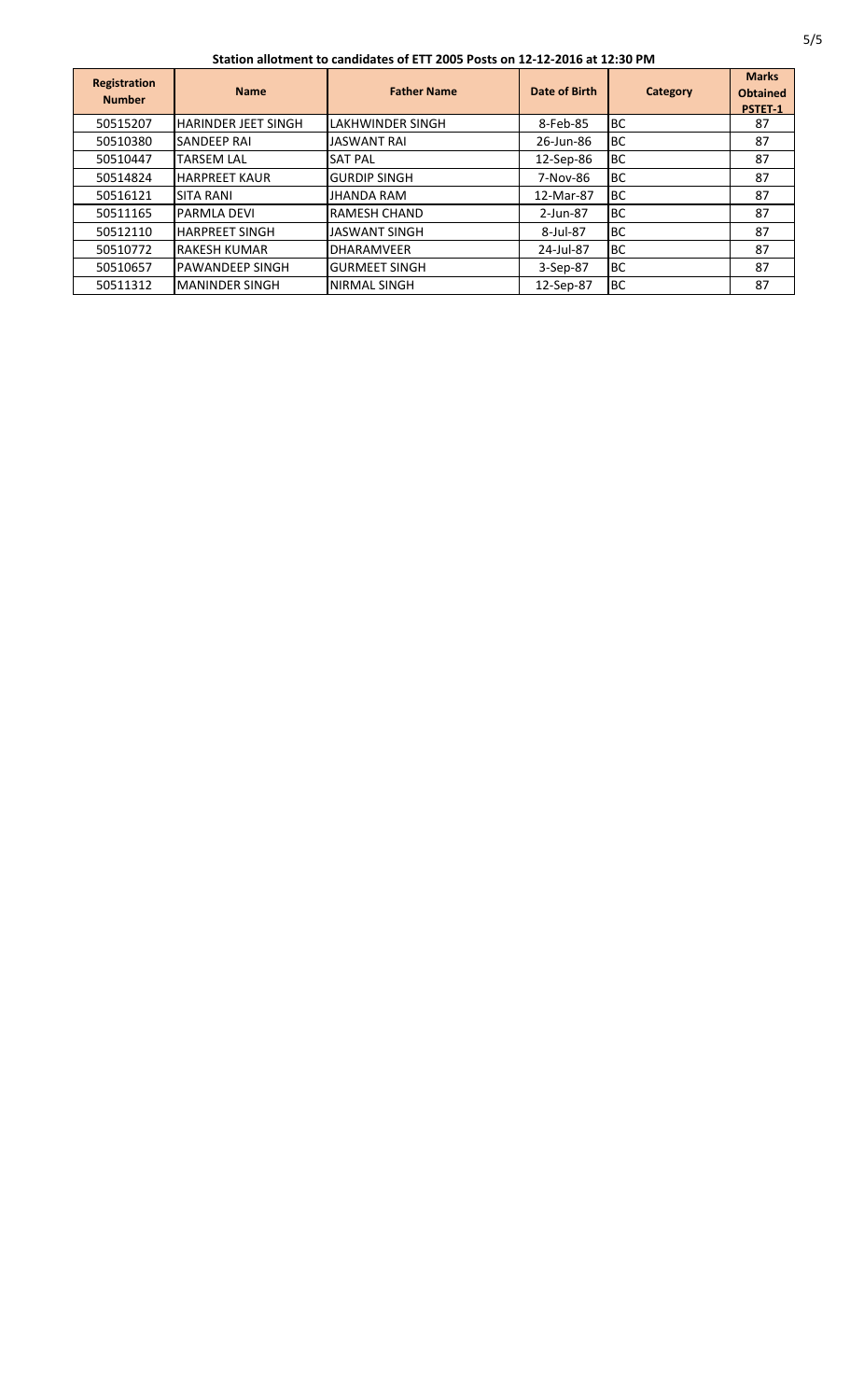**Station allotment to candidates of ETT 2005 Posts on 12-12-2016 at 12:30 PM**

| Registration Number | Name | Father Name | Date of Birth | Category | Marks Obtained PSTET-1 |
|---|---|---|---|---|---|
| 50515207 | HARINDER JEET SINGH | LAKHWINDER SINGH | 8-Feb-85 | BC | 87 |
| 50510380 | SANDEEP RAI | JASWANT RAI | 26-Jun-86 | BC | 87 |
| 50510447 | TARSEM LAL | SAT PAL | 12-Sep-86 | BC | 87 |
| 50514824 | HARPREET KAUR | GURDIP SINGH | 7-Nov-86 | BC | 87 |
| 50516121 | SITA RANI | JHANDA RAM | 12-Mar-87 | BC | 87 |
| 50511165 | PARMLA DEVI | RAMESH CHAND | 2-Jun-87 | BC | 87 |
| 50512110 | HARPREET SINGH | JASWANT SINGH | 8-Jul-87 | BC | 87 |
| 50510772 | RAKESH KUMAR | DHARAMVEER | 24-Jul-87 | BC | 87 |
| 50510657 | PAWANDEEP SINGH | GURMEET SINGH | 3-Sep-87 | BC | 87 |
| 50511312 | MANINDER SINGH | NIRMAL SINGH | 12-Sep-87 | BC | 87 |